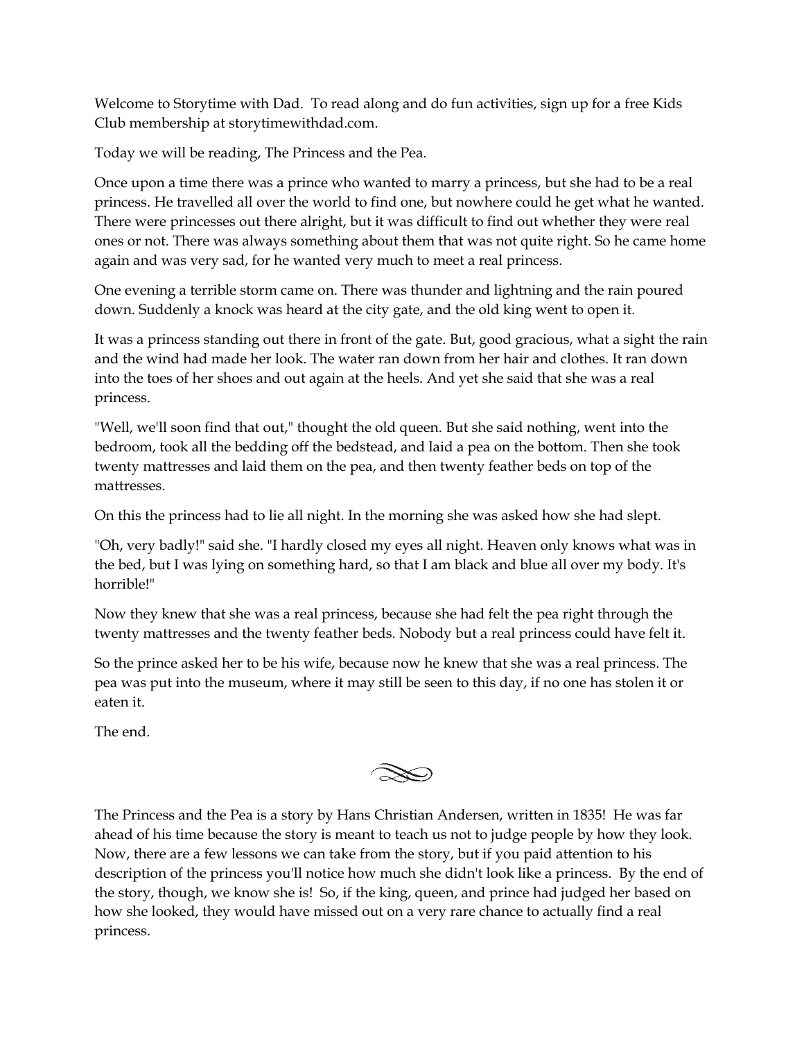Welcome to Storytime with Dad. To read along and do fun activities, sign up for a free Kids Club membership at storytimewithdad.com.

Today we will be reading, The Princess and the Pea.

Once upon a time there was a prince who wanted to marry a princess, but she had to be a real princess. He travelled all over the world to find one, but nowhere could he get what he wanted. There were princesses out there alright, but it was difficult to find out whether they were real ones or not. There was always something about them that was not quite right. So he came home again and was very sad, for he wanted very much to meet a real princess.

One evening a terrible storm came on. There was thunder and lightning and the rain poured down. Suddenly a knock was heard at the city gate, and the old king went to open it.

It was a princess standing out there in front of the gate. But, good gracious, what a sight the rain and the wind had made her look. The water ran down from her hair and clothes. It ran down into the toes of her shoes and out again at the heels. And yet she said that she was a real princess.

"Well, we'll soon find that out," thought the old queen. But she said nothing, went into the bedroom, took all the bedding off the bedstead, and laid a pea on the bottom. Then she took twenty mattresses and laid them on the pea, and then twenty feather beds on top of the mattresses.

On this the princess had to lie all night. In the morning she was asked how she had slept.

"Oh, very badly!" said she. "I hardly closed my eyes all night. Heaven only knows what was in the bed, but I was lying on something hard, so that I am black and blue all over my body. It's horrible!"

Now they knew that she was a real princess, because she had felt the pea right through the twenty mattresses and the twenty feather beds. Nobody but a real princess could have felt it.

So the prince asked her to be his wife, because now he knew that she was a real princess. The pea was put into the museum, where it may still be seen to this day, if no one has stolen it or eaten it.

The end.

The Princess and the Pea is a story by Hans Christian Andersen, written in 1835! He was far ahead of his time because the story is meant to teach us not to judge people by how they look. Now, there are a few lessons we can take from the story, but if you paid attention to his description of the princess you'll notice how much she didn't look like a princess. By the end of the story, though, we know she is! So, if the king, queen, and prince had judged her based on how she looked, they would have missed out on a very rare chance to actually find a real princess.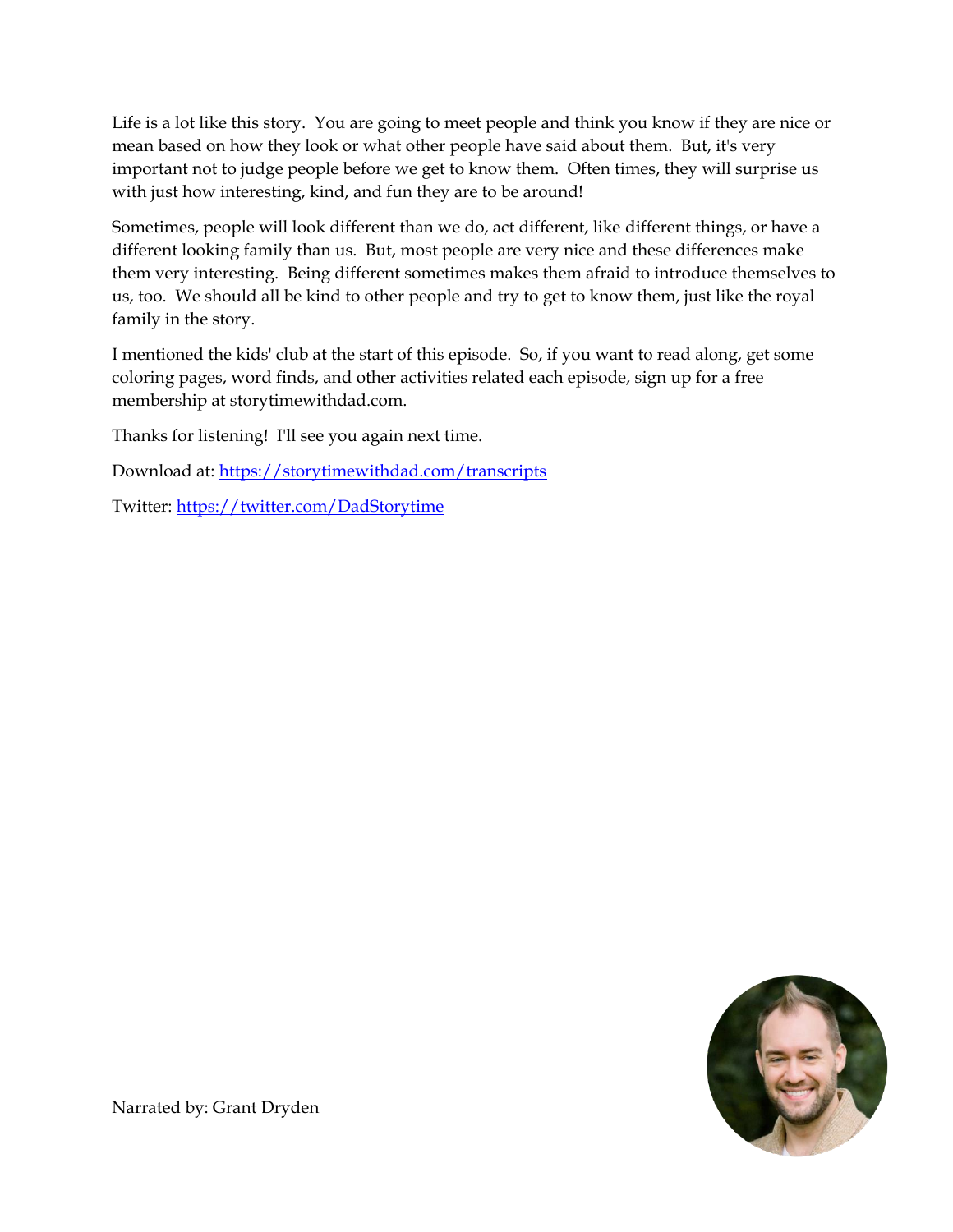Life is a lot like this story. You are going to meet people and think you know if they are nice or mean based on how they look or what other people have said about them. But, it's very important not to judge people before we get to know them. Often times, they will surprise us with just how interesting, kind, and fun they are to be around!

Sometimes, people will look different than we do, act different, like different things, or have a different looking family than us. But, most people are very nice and these differences make them very interesting. Being different sometimes makes them afraid to introduce themselves to us, too. We should all be kind to other people and try to get to know them, just like the royal family in the story.

I mentioned the kids' club at the start of this episode. So, if you want to read along, get some coloring pages, word finds, and other activities related each episode, sign up for a free membership at storytimewithdad.com.

Thanks for listening! I'll see you again next time.

Download at: [https://storytimewithdad.com/transcripts](https://storytimewithdad.com/transcripts)

Twitter: [https://twitter.com/DadStorytime](https://twitter.com/DadStorytime)

Narrated by: Grant Dryden